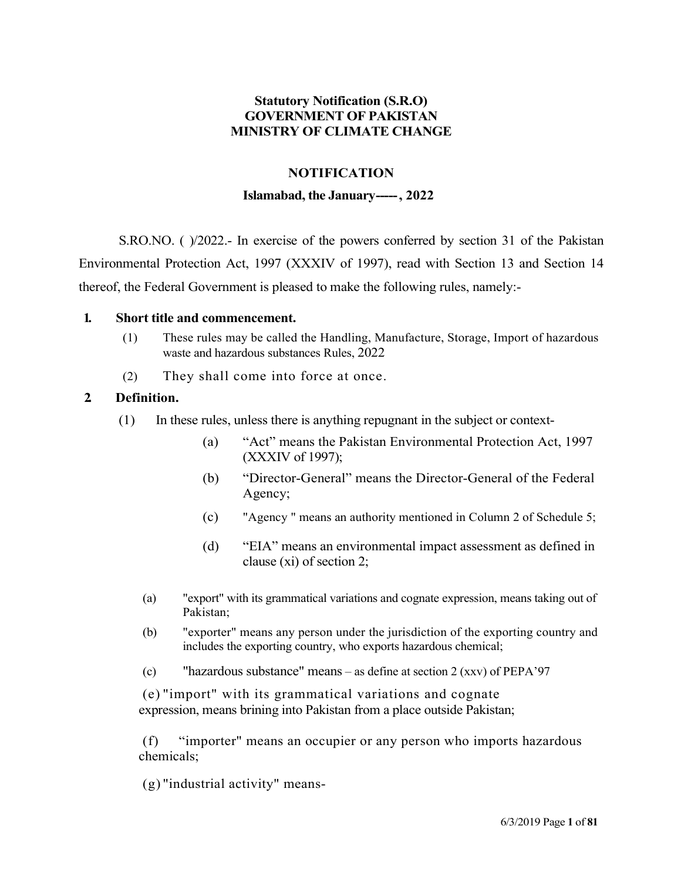**Statutory Notification (S.R.O)**
**GOVERNMENT OF PAKISTAN**
**MINISTRY OF CLIMATE CHANGE**

**NOTIFICATION**

**Islamabad, the January-----, 2022**

S.RO.NO. ( )/2022.- In exercise of the powers conferred by section 31 of the Pakistan Environmental Protection Act, 1997 (XXXIV of 1997), read with Section 13 and Section 14 thereof, the Federal Government is pleased to make the following rules, namely:-

**1. Short title and commencement.**

(1) These rules may be called the Handling, Manufacture, Storage, Import of hazardous waste and hazardous substances Rules, 2022

(2) They shall come into force at once.

**2 Definition.**

(1) In these rules, unless there is anything repugnant in the subject or context-

(a) "Act" means the Pakistan Environmental Protection Act, 1997 (XXXIV of 1997);

(b) "Director-General" means the Director-General of the Federal Agency;

(c) "Agency " means an authority mentioned in Column 2 of Schedule 5;

(d) "EIA" means an environmental impact assessment as defined in clause (xi) of section 2;

(a) "export" with its grammatical variations and cognate expression, means taking out of Pakistan;

(b) "exporter" means any person under the jurisdiction of the exporting country and includes the exporting country, who exports hazardous chemical;

(c) "hazardous substance" means – as define at section 2 (xxv) of PEPA'97

(e) "import" with its grammatical variations and cognate expression, means brining into Pakistan from a place outside Pakistan;

(f) "importer" means an occupier or any person who imports hazardous chemicals;

(g) "industrial activity" means-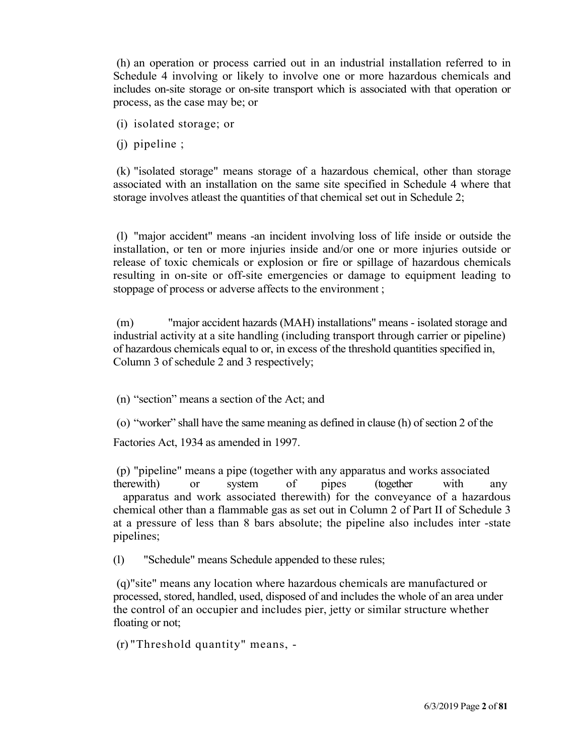(h) an operation or process carried out in an industrial installation referred to in Schedule 4 involving or likely to involve one or more hazardous chemicals and includes on-site storage or on-site transport which is associated with that operation or process, as the case may be; or

(i) isolated storage; or

(j) pipeline ;

(k) "isolated storage" means storage of a hazardous chemical, other than storage associated with an installation on the same site specified in Schedule 4 where that storage involves atleast the quantities of that chemical set out in Schedule 2;

(l) "major accident" means -an incident involving loss of life inside or outside the installation, or ten or more injuries inside and/or one or more injuries outside or release of toxic chemicals or explosion or fire or spillage of hazardous chemicals resulting in on-site or off-site emergencies or damage to equipment leading to stoppage of process or adverse affects to the environment ;

(m) "major accident hazards (MAH) installations" means - isolated storage and industrial activity at a site handling (including transport through carrier or pipeline) of hazardous chemicals equal to or, in excess of the threshold quantities specified in, Column 3 of schedule 2 and 3 respectively;

(n) "section" means a section of the Act; and

(o) "worker" shall have the same meaning as defined in clause (h) of section 2 of the Factories Act, 1934 as amended in 1997.

(p) "pipeline" means a pipe (together with any apparatus and works associated therewith) or system of pipes (together with any apparatus and work associated therewith) for the conveyance of a hazardous chemical other than a flammable gas as set out in Column 2 of Part II of Schedule 3 at a pressure of less than 8 bars absolute; the pipeline also includes inter -state pipelines;

(l) "Schedule" means Schedule appended to these rules;

(q)"site" means any location where hazardous chemicals are manufactured or processed, stored, handled, used, disposed of and includes the whole of an area under the control of an occupier and includes pier, jetty or similar structure whether floating or not;

(r) "Threshold quantity" means, -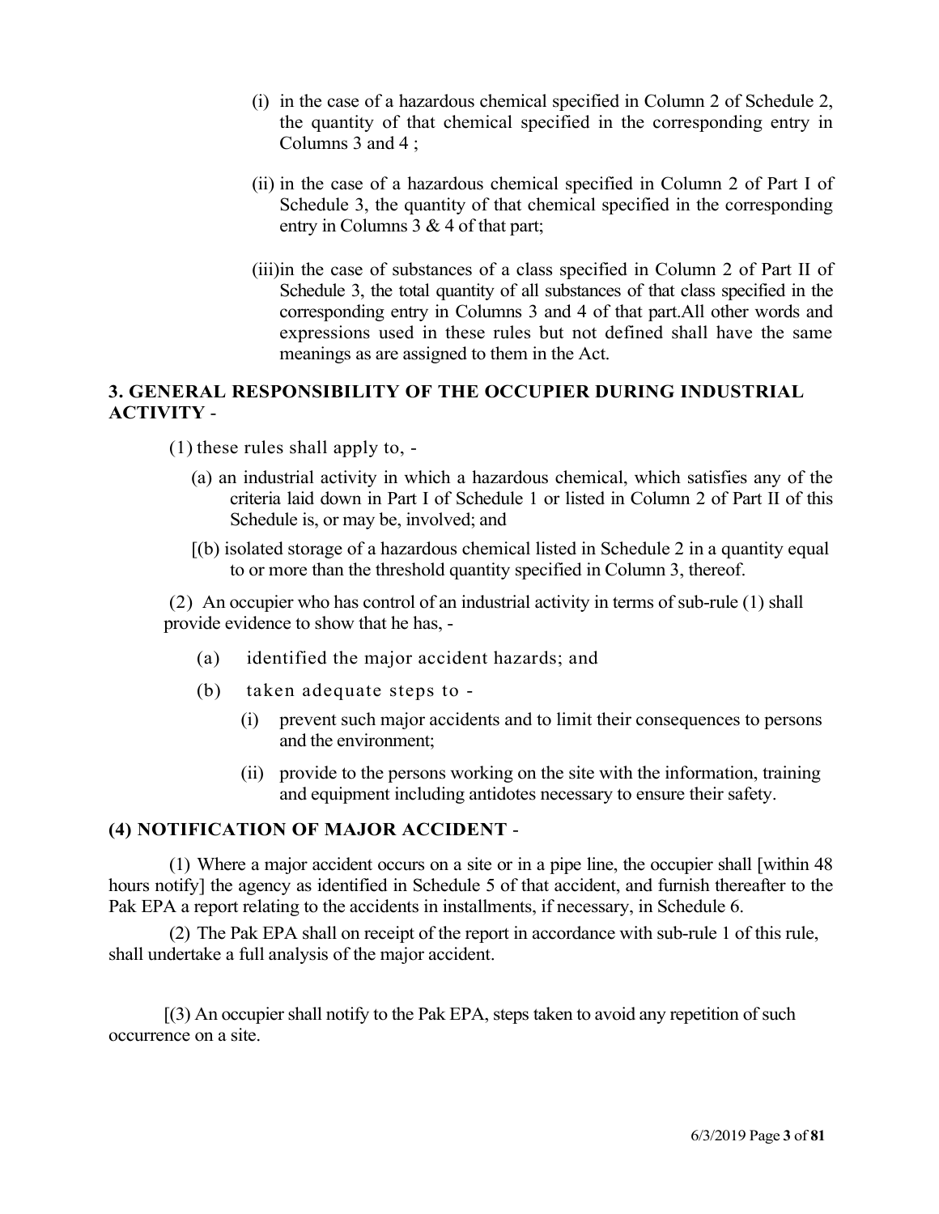(i) in the case of a hazardous chemical specified in Column 2 of Schedule 2, the quantity of that chemical specified in the corresponding entry in Columns 3 and 4 ;

(ii) in the case of a hazardous chemical specified in Column 2 of Part I of Schedule 3, the quantity of that chemical specified in the corresponding entry in Columns 3 & 4 of that part;

(iii)in the case of substances of a class specified in Column 2 of Part II of Schedule 3, the total quantity of all substances of that class specified in the corresponding entry in Columns 3 and 4 of that part.All other words and expressions used in these rules but not defined shall have the same meanings as are assigned to them in the Act.

### 3. GENERAL RESPONSIBILITY OF THE OCCUPIER DURING INDUSTRIAL ACTIVITY -

(1) these rules shall apply to, -

(a) an industrial activity in which a hazardous chemical, which satisfies any of the criteria laid down in Part I of Schedule 1 or listed in Column 2 of Part II of this Schedule is, or may be, involved; and

[(b) isolated storage of a hazardous chemical listed in Schedule 2 in a quantity equal to or more than the threshold quantity specified in Column 3, thereof.

(2) An occupier who has control of an industrial activity in terms of sub-rule (1) shall provide evidence to show that he has, -

(a) identified the major accident hazards; and

(b) taken adequate steps to -

(i) prevent such major accidents and to limit their consequences to persons and the environment;

(ii) provide to the persons working on the site with the information, training and equipment including antidotes necessary to ensure their safety.

### (4) NOTIFICATION OF MAJOR ACCIDENT -

(1) Where a major accident occurs on a site or in a pipe line, the occupier shall [within 48 hours notify] the agency as identified in Schedule 5 of that accident, and furnish thereafter to the Pak EPA a report relating to the accidents in installments, if necessary, in Schedule 6.

(2) The Pak EPA shall on receipt of the report in accordance with sub-rule 1 of this rule, shall undertake a full analysis of the major accident.

[(3) An occupier shall notify to the Pak EPA, steps taken to avoid any repetition of such occurrence on a site.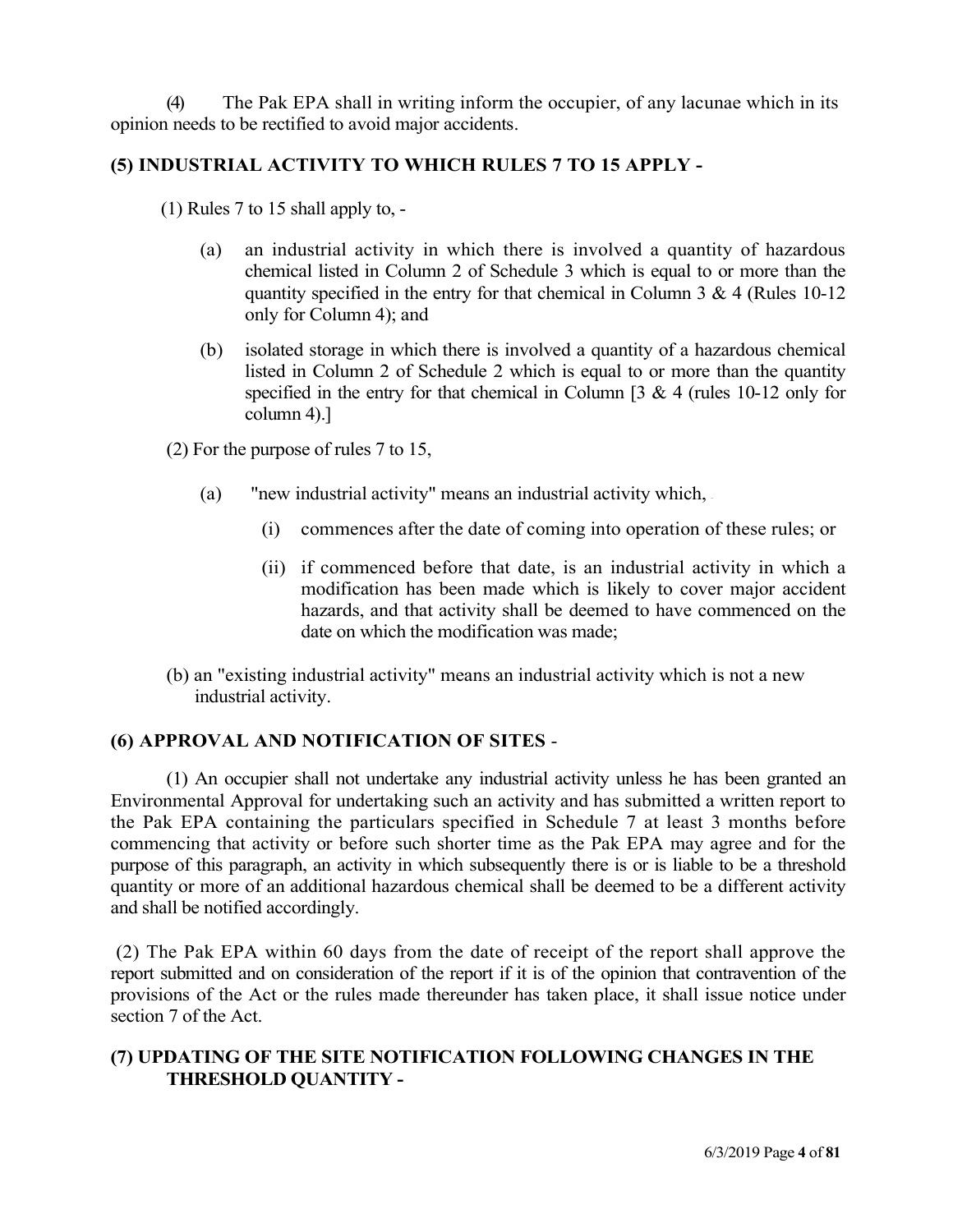(4) The Pak EPA shall in writing inform the occupier, of any lacunae which in its opinion needs to be rectified to avoid major accidents.

## (5) INDUSTRIAL ACTIVITY TO WHICH RULES 7 TO 15 APPLY -

(1) Rules 7 to 15 shall apply to, -

(a) an industrial activity in which there is involved a quantity of hazardous chemical listed in Column 2 of Schedule 3 which is equal to or more than the quantity specified in the entry for that chemical in Column 3 & 4 (Rules 10-12 only for Column 4); and

(b) isolated storage in which there is involved a quantity of a hazardous chemical listed in Column 2 of Schedule 2 which is equal to or more than the quantity specified in the entry for that chemical in Column [3 & 4 (rules 10-12 only for column 4).]

(2) For the purpose of rules 7 to 15,

(a) "new industrial activity" means an industrial activity which,

(i) commences after the date of coming into operation of these rules; or

(ii) if commenced before that date, is an industrial activity in which a modification has been made which is likely to cover major accident hazards, and that activity shall be deemed to have commenced on the date on which the modification was made;

(b) an "existing industrial activity" means an industrial activity which is not a new industrial activity.

## (6) APPROVAL AND NOTIFICATION OF SITES -

(1) An occupier shall not undertake any industrial activity unless he has been granted an Environmental Approval for undertaking such an activity and has submitted a written report to the Pak EPA containing the particulars specified in Schedule 7 at least 3 months before commencing that activity or before such shorter time as the Pak EPA may agree and for the purpose of this paragraph, an activity in which subsequently there is or is liable to be a threshold quantity or more of an additional hazardous chemical shall be deemed to be a different activity and shall be notified accordingly.

(2) The Pak EPA within 60 days from the date of receipt of the report shall approve the report submitted and on consideration of the report if it is of the opinion that contravention of the provisions of the Act or the rules made thereunder has taken place, it shall issue notice under section 7 of the Act.

## (7) UPDATING OF THE SITE NOTIFICATION FOLLOWING CHANGES IN THE THRESHOLD QUANTITY -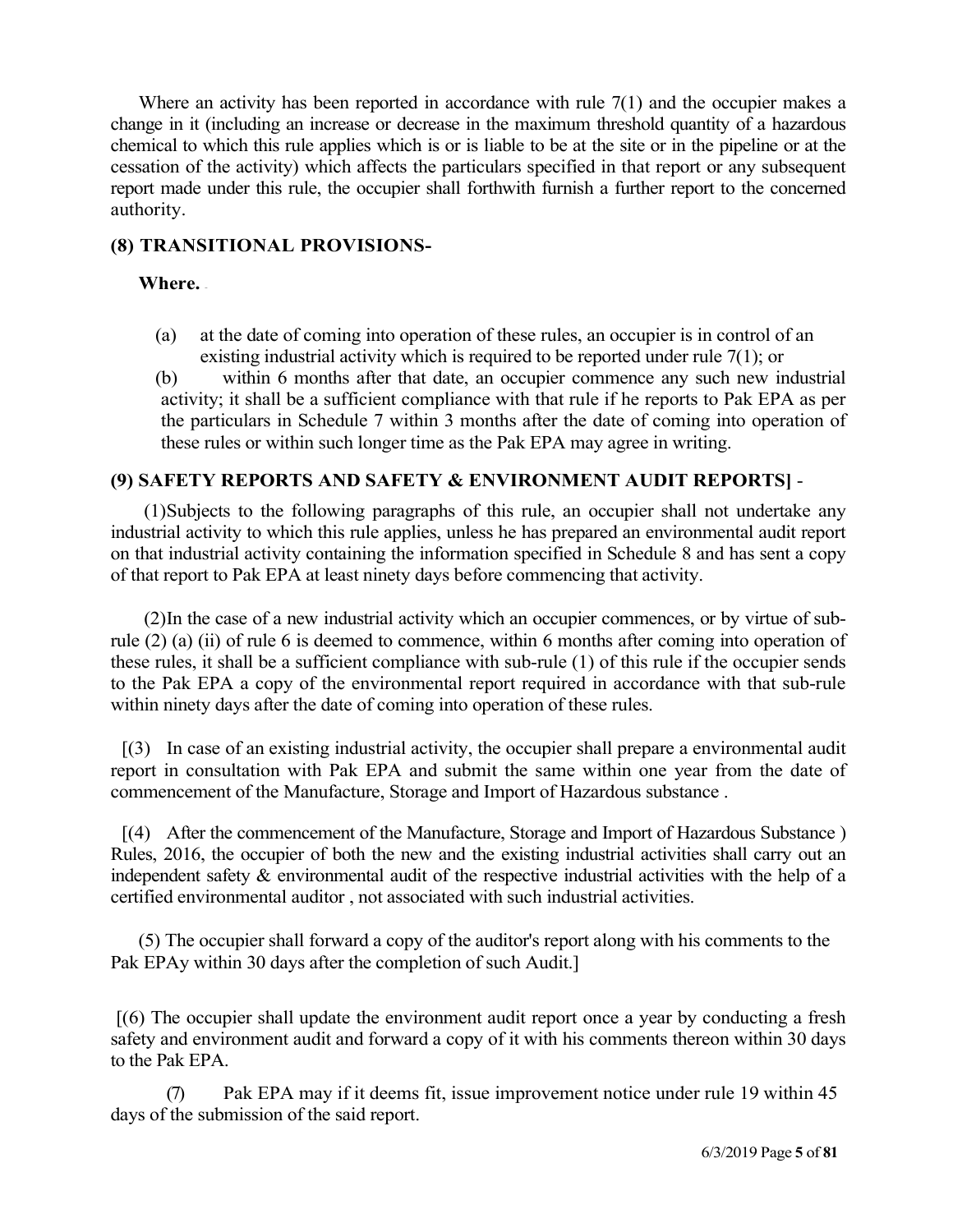Where an activity has been reported in accordance with rule 7(1) and the occupier makes a change in it (including an increase or decrease in the maximum threshold quantity of a hazardous chemical to which this rule applies which is or is liable to be at the site or in the pipeline or at the cessation of the activity) which affects the particulars specified in that report or any subsequent report made under this rule, the occupier shall forthwith furnish a further report to the concerned authority.

### (8) TRANSITIONAL PROVISIONS-

**Where.**

(a) at the date of coming into operation of these rules, an occupier is in control of an existing industrial activity which is required to be reported under rule 7(1); or

(b) within 6 months after that date, an occupier commence any such new industrial activity; it shall be a sufficient compliance with that rule if he reports to Pak EPA as per the particulars in Schedule 7 within 3 months after the date of coming into operation of these rules or within such longer time as the Pak EPA may agree in writing.

### (9) SAFETY REPORTS AND SAFETY & ENVIRONMENT AUDIT REPORTS] -

(1)Subjects to the following paragraphs of this rule, an occupier shall not undertake any industrial activity to which this rule applies, unless he has prepared an environmental audit report on that industrial activity containing the information specified in Schedule 8 and has sent a copy of that report to Pak EPA at least ninety days before commencing that activity.

(2)In the case of a new industrial activity which an occupier commences, or by virtue of sub-rule (2) (a) (ii) of rule 6 is deemed to commence, within 6 months after coming into operation of these rules, it shall be a sufficient compliance with sub-rule (1) of this rule if the occupier sends to the Pak EPA a copy of the environmental report required in accordance with that sub-rule within ninety days after the date of coming into operation of these rules.

[(3) In case of an existing industrial activity, the occupier shall prepare a environmental audit report in consultation with Pak EPA and submit the same within one year from the date of commencement of the Manufacture, Storage and Import of Hazardous substance .

[(4) After the commencement of the Manufacture, Storage and Import of Hazardous Substance ) Rules, 2016, the occupier of both the new and the existing industrial activities shall carry out an independent safety & environmental audit of the respective industrial activities with the help of a certified environmental auditor , not associated with such industrial activities.

(5) The occupier shall forward a copy of the auditor's report along with his comments to the Pak EPAy within 30 days after the completion of such Audit.]

[(6) The occupier shall update the environment audit report once a year by conducting a fresh safety and environment audit and forward a copy of it with his comments thereon within 30 days to the Pak EPA.

(7) Pak EPA may if it deems fit, issue improvement notice under rule 19 within 45 days of the submission of the said report.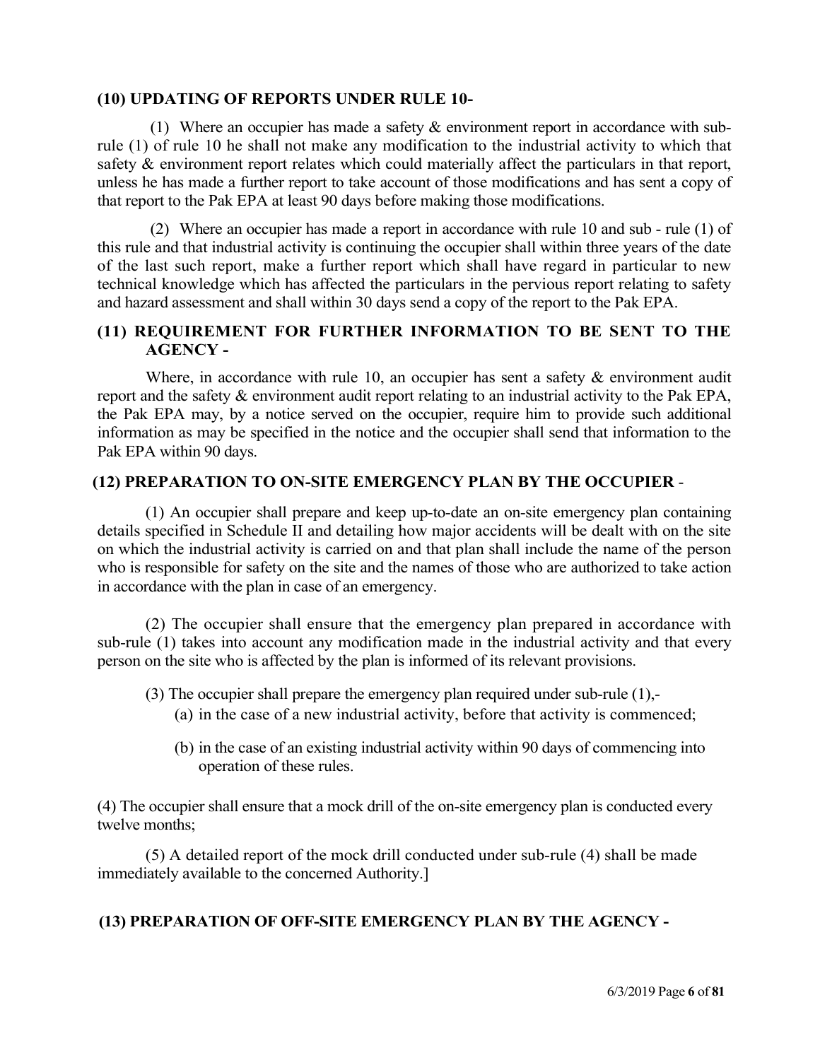**(10) UPDATING OF REPORTS UNDER RULE 10-**

(1) Where an occupier has made a safety & environment report in accordance with sub-rule (1) of rule 10 he shall not make any modification to the industrial activity to which that safety & environment report relates which could materially affect the particulars in that report, unless he has made a further report to take account of those modifications and has sent a copy of that report to the Pak EPA at least 90 days before making those modifications.

(2) Where an occupier has made a report in accordance with rule 10 and sub - rule (1) of this rule and that industrial activity is continuing the occupier shall within three years of the date of the last such report, make a further report which shall have regard in particular to new technical knowledge which has affected the particulars in the pervious report relating to safety and hazard assessment and shall within 30 days send a copy of the report to the Pak EPA.

**(11) REQUIREMENT FOR FURTHER INFORMATION TO BE SENT TO THE AGENCY -**

Where, in accordance with rule 10, an occupier has sent a safety & environment audit report and the safety & environment audit report relating to an industrial activity to the Pak EPA, the Pak EPA may, by a notice served on the occupier, require him to provide such additional information as may be specified in the notice and the occupier shall send that information to the Pak EPA within 90 days.

**(12) PREPARATION TO ON-SITE EMERGENCY PLAN BY THE OCCUPIER -**

(1) An occupier shall prepare and keep up-to-date an on-site emergency plan containing details specified in Schedule II and detailing how major accidents will be dealt with on the site on which the industrial activity is carried on and that plan shall include the name of the person who is responsible for safety on the site and the names of those who are authorized to take action in accordance with the plan in case of an emergency.

(2) The occupier shall ensure that the emergency plan prepared in accordance with sub-rule (1) takes into account any modification made in the industrial activity and that every person on the site who is affected by the plan is informed of its relevant provisions.

(3) The occupier shall prepare the emergency plan required under sub-rule (1),-

(a) in the case of a new industrial activity, before that activity is commenced;

(b) in the case of an existing industrial activity within 90 days of commencing into operation of these rules.

(4) The occupier shall ensure that a mock drill of the on-site emergency plan is conducted every twelve months;

(5) A detailed report of the mock drill conducted under sub-rule (4) shall be made immediately available to the concerned Authority.]

**(13) PREPARATION OF OFF-SITE EMERGENCY PLAN BY THE AGENCY -**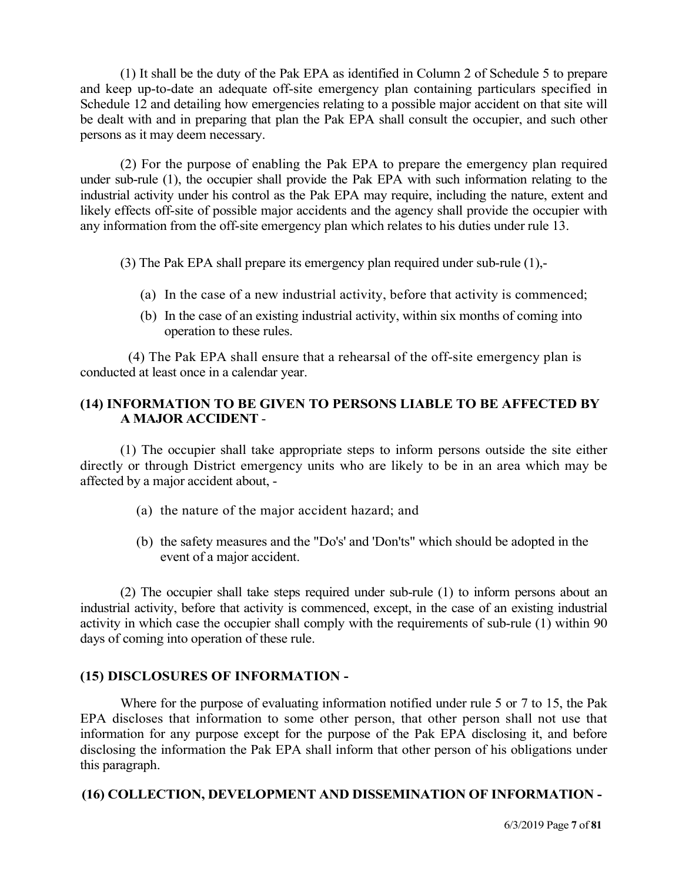(1) It shall be the duty of the Pak EPA as identified in Column 2 of Schedule 5 to prepare and keep up-to-date an adequate off-site emergency plan containing particulars specified in Schedule 12 and detailing how emergencies relating to a possible major accident on that site will be dealt with and in preparing that plan the Pak EPA shall consult the occupier, and such other persons as it may deem necessary.

(2) For the purpose of enabling the Pak EPA to prepare the emergency plan required under sub-rule (1), the occupier shall provide the Pak EPA with such information relating to the industrial activity under his control as the Pak EPA may require, including the nature, extent and likely effects off-site of possible major accidents and the agency shall provide the occupier with any information from the off-site emergency plan which relates to his duties under rule 13.

(3) The Pak EPA shall prepare its emergency plan required under sub-rule (1),-

(a) In the case of a new industrial activity, before that activity is commenced;

(b) In the case of an existing industrial activity, within six months of coming into operation to these rules.

(4) The Pak EPA shall ensure that a rehearsal of the off-site emergency plan is conducted at least once in a calendar year.

**(14) INFORMATION TO BE GIVEN TO PERSONS LIABLE TO BE AFFECTED BY A MAJOR ACCIDENT** -

(1) The occupier shall take appropriate steps to inform persons outside the site either directly or through District emergency units who are likely to be in an area which may be affected by a major accident about, -

(a) the nature of the major accident hazard; and

(b) the safety measures and the "Do's' and 'Don'ts" which should be adopted in the event of a major accident.

(2) The occupier shall take steps required under sub-rule (1) to inform persons about an industrial activity, before that activity is commenced, except, in the case of an existing industrial activity in which case the occupier shall comply with the requirements of sub-rule (1) within 90 days of coming into operation of these rule.

**(15) DISCLOSURES OF INFORMATION -**

Where for the purpose of evaluating information notified under rule 5 or 7 to 15, the Pak EPA discloses that information to some other person, that other person shall not use that information for any purpose except for the purpose of the Pak EPA disclosing it, and before disclosing the information the Pak EPA shall inform that other person of his obligations under this paragraph.

**(16) COLLECTION, DEVELOPMENT AND DISSEMINATION OF INFORMATION -**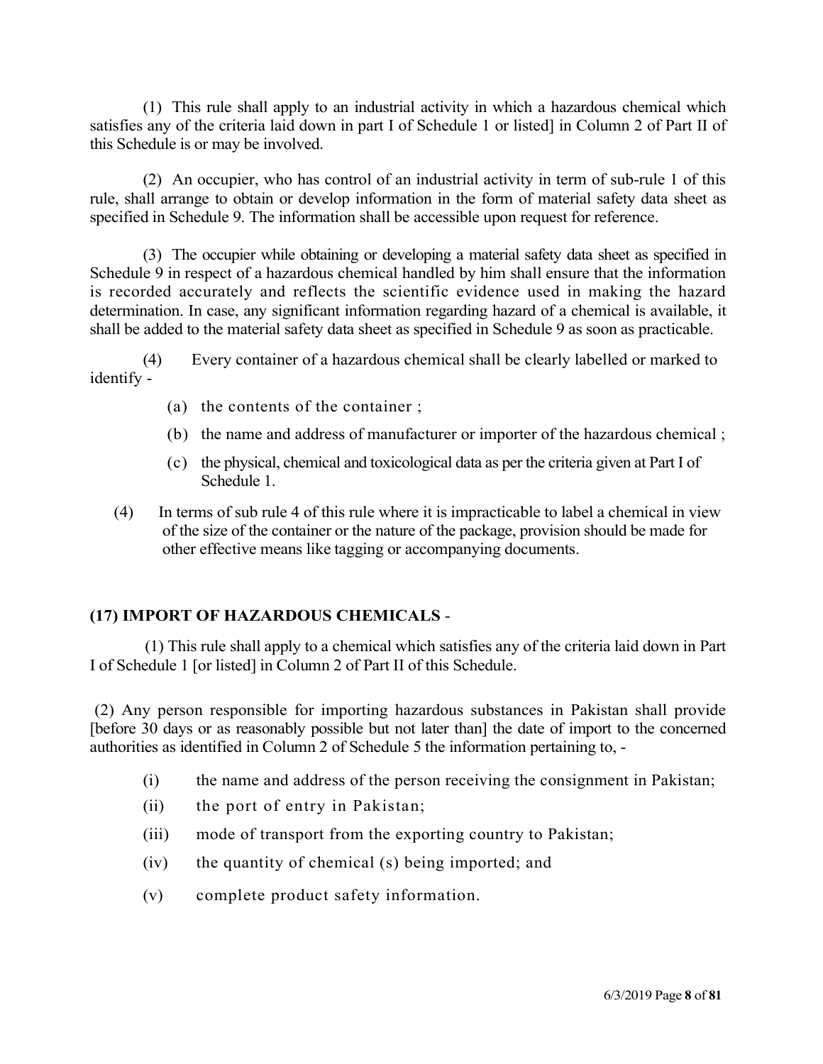(1) This rule shall apply to an industrial activity in which a hazardous chemical which satisfies any of the criteria laid down in part I of Schedule 1 or listed] in Column 2 of Part II of this Schedule is or may be involved.

(2) An occupier, who has control of an industrial activity in term of sub-rule 1 of this rule, shall arrange to obtain or develop information in the form of material safety data sheet as specified in Schedule 9. The information shall be accessible upon request for reference.

(3) The occupier while obtaining or developing a material safety data sheet as specified in Schedule 9 in respect of a hazardous chemical handled by him shall ensure that the information is recorded accurately and reflects the scientific evidence used in making the hazard determination. In case, any significant information regarding hazard of a chemical is available, it shall be added to the material safety data sheet as specified in Schedule 9 as soon as practicable.

(4) Every container of a hazardous chemical shall be clearly labelled or marked to identify -

(a) the contents of the container ;

(b) the name and address of manufacturer or importer of the hazardous chemical ;

(c) the physical, chemical and toxicological data as per the criteria given at Part I of Schedule 1.

(4) In terms of sub rule 4 of this rule where it is impracticable to label a chemical in view of the size of the container or the nature of the package, provision should be made for other effective means like tagging or accompanying documents.

**(17) IMPORT OF HAZARDOUS CHEMICALS** -

(1) This rule shall apply to a chemical which satisfies any of the criteria laid down in Part I of Schedule 1 [or listed] in Column 2 of Part II of this Schedule.

(2) Any person responsible for importing hazardous substances in Pakistan shall provide [before 30 days or as reasonably possible but not later than] the date of import to the concerned authorities as identified in Column 2 of Schedule 5 the information pertaining to, -

(i) the name and address of the person receiving the consignment in Pakistan;

(ii) the port of entry in Pakistan;

(iii) mode of transport from the exporting country to Pakistan;

(iv) the quantity of chemical (s) being imported; and

(v) complete product safety information.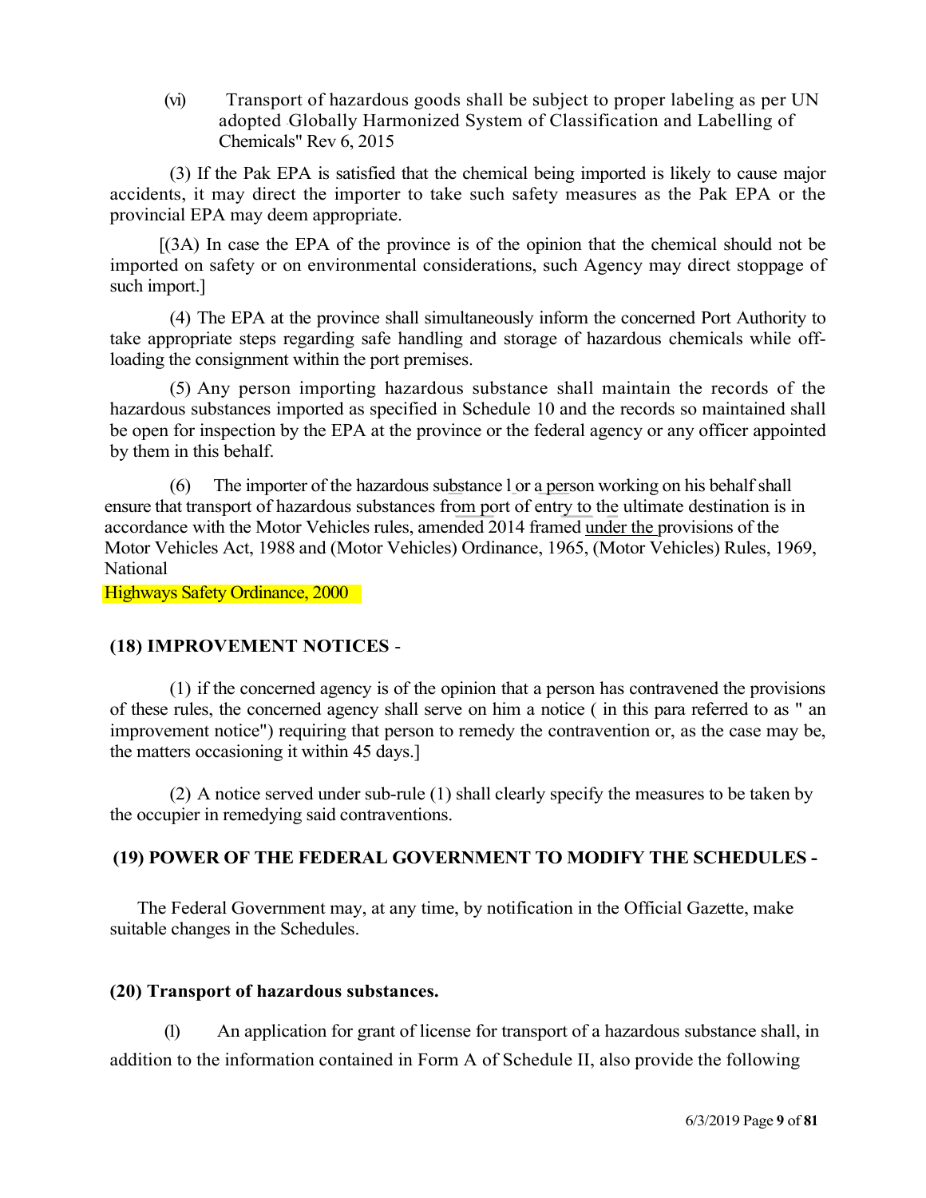(vi) Transport of hazardous goods shall be subject to proper labeling as per UN adopted Globally Harmonized System of Classification and Labelling of Chemicals" Rev 6, 2015

(3) If the Pak EPA is satisfied that the chemical being imported is likely to cause major accidents, it may direct the importer to take such safety measures as the Pak EPA or the provincial EPA may deem appropriate.

[(3A) In case the EPA of the province is of the opinion that the chemical should not be imported on safety or on environmental considerations, such Agency may direct stoppage of such import.]

(4) The EPA at the province shall simultaneously inform the concerned Port Authority to take appropriate steps regarding safe handling and storage of hazardous chemicals while off-loading the consignment within the port premises.

(5) Any person importing hazardous substance shall maintain the records of the hazardous substances imported as specified in Schedule 10 and the records so maintained shall be open for inspection by the EPA at the province or the federal agency or any officer appointed by them in this behalf.

(6) The importer of the hazardous substance l or a person working on his behalf shall ensure that transport of hazardous substances from port of entry to the ultimate destination is in accordance with the Motor Vehicles rules, amended 2014 framed under the provisions of the Motor Vehicles Act, 1988 and (Motor Vehicles) Ordinance, 1965, (Motor Vehicles) Rules, 1969, National Highways Safety Ordinance, 2000

**(18) IMPROVEMENT NOTICES** -

(1) if the concerned agency is of the opinion that a person has contravened the provisions of these rules, the concerned agency shall serve on him a notice ( in this para referred to as " an improvement notice") requiring that person to remedy the contravention or, as the case may be, the matters occasioning it within 45 days.]

(2) A notice served under sub-rule (1) shall clearly specify the measures to be taken by the occupier in remedying said contraventions.

**(19) POWER OF THE FEDERAL GOVERNMENT TO MODIFY THE SCHEDULES -**

The Federal Government may, at any time, by notification in the Official Gazette, make suitable changes in the Schedules.

**(20) Transport of hazardous substances.**

(l) An application for grant of license for transport of a hazardous substance shall, in addition to the information contained in Form A of Schedule II, also provide the following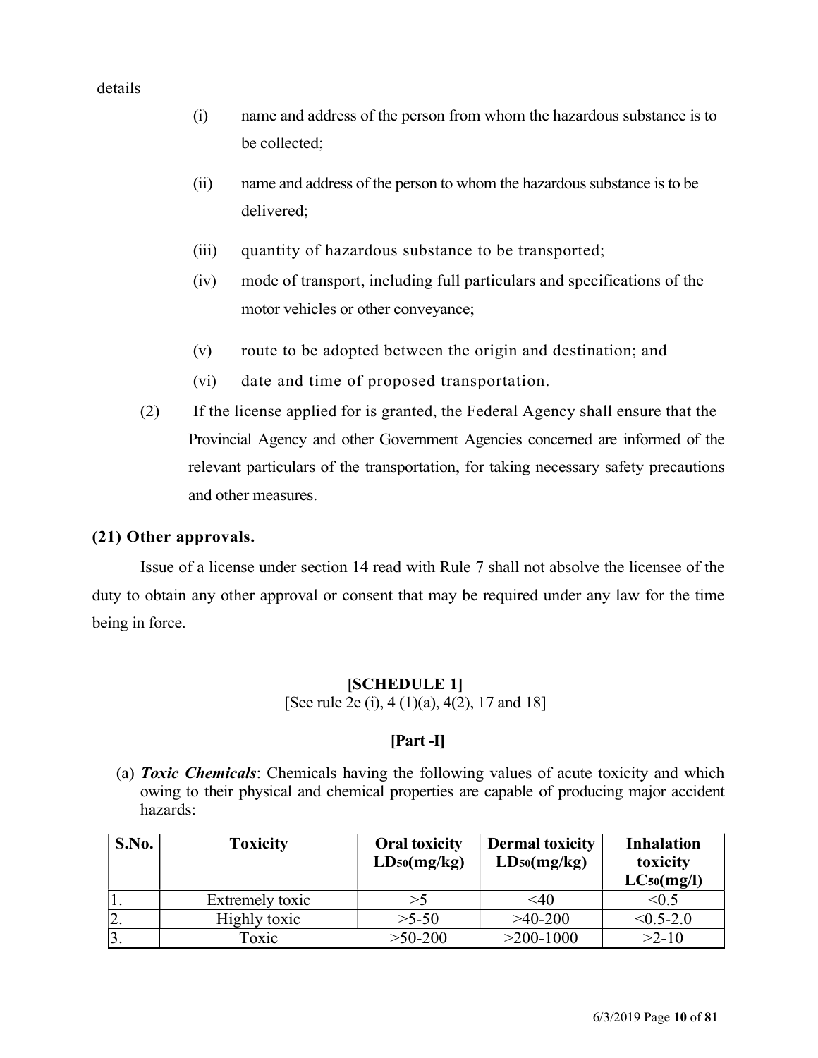details

(i) name and address of the person from whom the hazardous substance is to be collected;

(ii) name and address of the person to whom the hazardous substance is to be delivered;

(iii) quantity of hazardous substance to be transported;

(iv) mode of transport, including full particulars and specifications of the motor vehicles or other conveyance;

(v) route to be adopted between the origin and destination; and

(vi) date and time of proposed transportation.

(2) If the license applied for is granted, the Federal Agency shall ensure that the Provincial Agency and other Government Agencies concerned are informed of the relevant particulars of the transportation, for taking necessary safety precautions and other measures.

**(21) Other approvals.**

Issue of a license under section 14 read with Rule 7 shall not absolve the licensee of the duty to obtain any other approval or consent that may be required under any law for the time being in force.

**[SCHEDULE 1]**

[See rule 2e (i), 4 (1)(a), 4(2), 17 and 18]

**[Part -I]**

(a) ***Toxic Chemicals***: Chemicals having the following values of acute toxicity and which owing to their physical and chemical properties are capable of producing major accident hazards:

| S.No. | Toxicity | Oral toxicity $LD_{50}$(mg/kg) | Dermal toxicity $LD_{50}$(mg/kg) | Inhalation toxicity $LC_{50}$(mg/l) |
|---|---|---|---|---|
| 1. | Extremely toxic | >5 | <40 | <0.5 |
| 2. | Highly toxic | >5-50 | >40-200 | <0.5-2.0 |
| 3. | Toxic | >50-200 | >200-1000 | >2-10 |